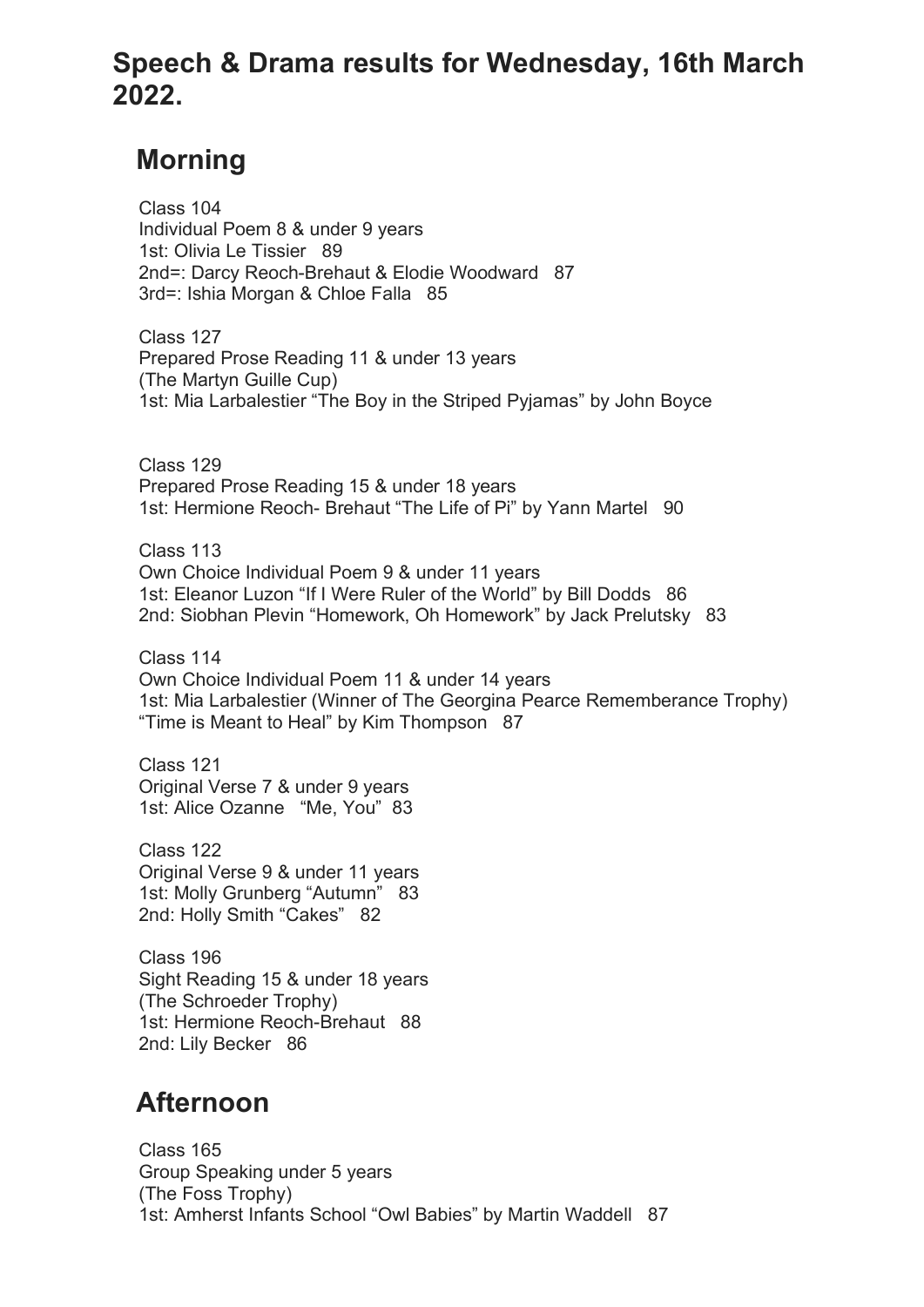# Speech & Drama results for Wednesday, 16th March 2022.

## Morning

Class 104
Individual Poem 8 & under 9 years
1st: Olivia Le Tissier 89
2nd=: Darcy Reoch-Brehaut & Elodie Woodward 87
3rd=: Ishia Morgan & Chloe Falla 85

Class 127
Prepared Prose Reading 11 & under 13 years
(The Martyn Guille Cup)
1st: Mia Larbalestier "The Boy in the Striped Pyjamas" by John Boyce

Class 129
Prepared Prose Reading 15 & under 18 years
1st: Hermione Reoch- Brehaut "The Life of Pi" by Yann Martel 90

Class 113
Own Choice Individual Poem 9 & under 11 years
1st: Eleanor Luzon "If I Were Ruler of the World" by Bill Dodds 86
2nd: Siobhan Plevin "Homework, Oh Homework" by Jack Prelutsky 83

Class 114
Own Choice Individual Poem 11 & under 14 years
1st: Mia Larbalestier (Winner of The Georgina Pearce Rememberance Trophy)
"Time is Meant to Heal" by Kim Thompson 87

Class 121
Original Verse 7 & under 9 years
1st: Alice Ozanne "Me, You" 83

Class 122
Original Verse 9 & under 11 years
1st: Molly Grunberg "Autumn" 83
2nd: Holly Smith "Cakes" 82

Class 196
Sight Reading 15 & under 18 years
(The Schroeder Trophy)
1st: Hermione Reoch-Brehaut 88
2nd: Lily Becker 86

## Afternoon

Class 165
Group Speaking under 5 years
(The Foss Trophy)
1st: Amherst Infants School "Owl Babies" by Martin Waddell 87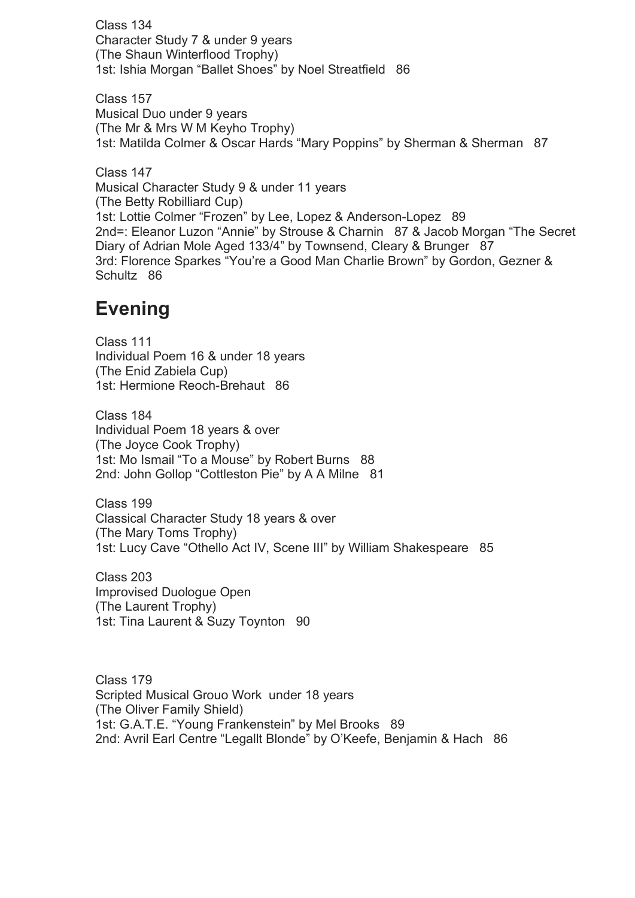Class 134
Character Study 7 & under 9 years
(The Shaun Winterflood Trophy)
1st: Ishia Morgan "Ballet Shoes" by Noel Streatfield 86

Class 157
Musical Duo under 9 years
(The Mr & Mrs W M Keyho Trophy)
1st: Matilda Colmer & Oscar Hards "Mary Poppins" by Sherman & Sherman 87

Class 147
Musical Character Study 9 & under 11 years
(The Betty Robilliard Cup)
1st: Lottie Colmer "Frozen" by Lee, Lopez & Anderson-Lopez 89
2nd=: Eleanor Luzon "Annie" by Strouse & Charnin 87 & Jacob Morgan "The Secret Diary of Adrian Mole Aged 133/4" by Townsend, Cleary & Brunger 87
3rd: Florence Sparkes "You're a Good Man Charlie Brown" by Gordon, Gezner & Schultz 86

## Evening

Class 111
Individual Poem 16 & under 18 years
(The Enid Zabiela Cup)
1st: Hermione Reoch-Brehaut 86

Class 184
Individual Poem 18 years & over
(The Joyce Cook Trophy)
1st: Mo Ismail "To a Mouse" by Robert Burns 88
2nd: John Gollop "Cottleston Pie" by A A Milne 81

Class 199
Classical Character Study 18 years & over
(The Mary Toms Trophy)
1st: Lucy Cave "Othello Act IV, Scene III" by William Shakespeare 85

Class 203
Improvised Duologue Open
(The Laurent Trophy)
1st: Tina Laurent & Suzy Toynton 90

Class 179
Scripted Musical Grouo Work under 18 years
(The Oliver Family Shield)
1st: G.A.T.E. "Young Frankenstein" by Mel Brooks 89
2nd: Avril Earl Centre "Legallt Blonde" by O'Keefe, Benjamin & Hach 86